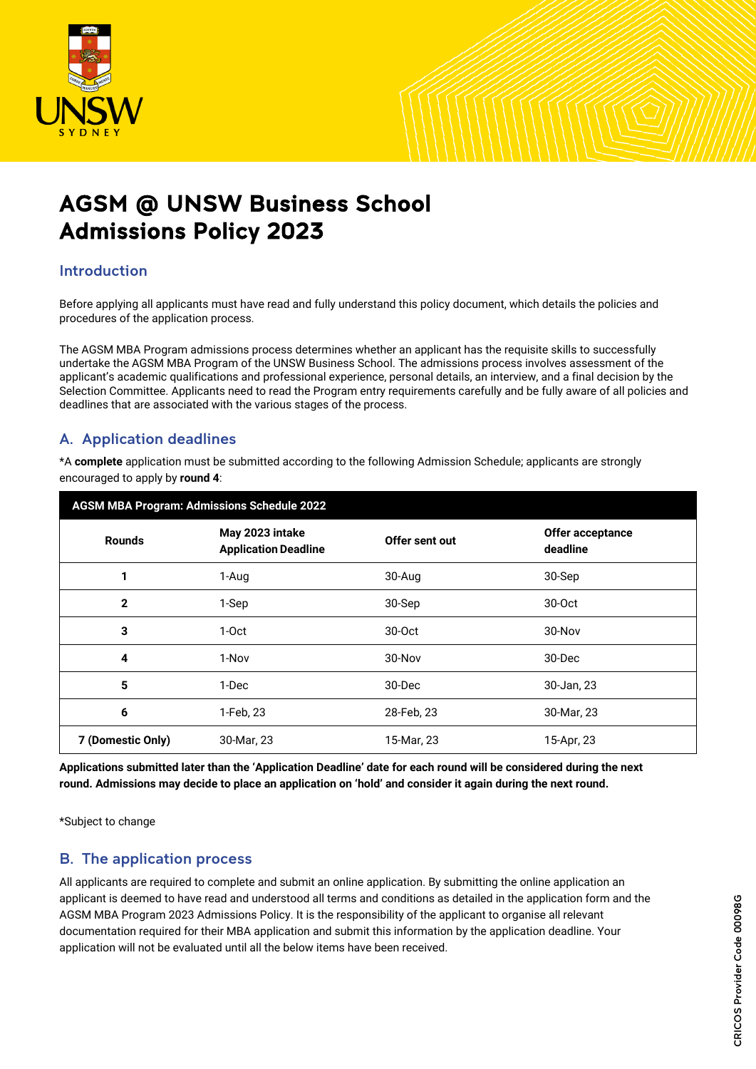# AGSM @ UNSW Business School Admissions Policy 2023

## Introduction

Before applying all applicants must have read and fully understand this policy document, which details the policies and procedures of the application process.

The AGSM MBA Program admissions process determines whether an applicant has the requisite skills to successfully undertake the AGSM MBA Program of the UNSW Business School. The admissions process involves assessment of the applicant's academic qualifications and professional experience, personal details, an interview, and a final decision by the Selection Committee. Applicants need to read the Program entry requirements carefully and be fully aware of all policies and deadlines that are associated with the various stages of the process.

## A. Application deadlines

*A **complete** application must be submitted according to the following Admission Schedule; applicants are strongly encouraged to apply by **round 4**:

| AGSM MBA Program: Admissions Schedule 2022 | | | |
|---|---|---|---|
| **Rounds** | **May 2023 intake Application Deadline** | **Offer sent out** | **Offer acceptance deadline** |
| **1** | 1-Aug | 30-Aug | 30-Sep |
| **2** | 1-Sep | 30-Sep | 30-Oct |
| **3** | 1-Oct | 30-Oct | 30-Nov |
| **4** | 1-Nov | 30-Nov | 30-Dec |
| **5** | 1-Dec | 30-Dec | 30-Jan, 23 |
| **6** | 1-Feb, 23 | 28-Feb, 23 | 30-Mar, 23 |
| **7 (Domestic Only)** | 30-Mar, 23 | 15-Mar, 23 | 15-Apr, 23 |

**Applications submitted later than the 'Application Deadline' date for each round will be considered during the next round. Admissions may decide to place an application on 'hold' and consider it again during the next round.**

*Subject to change

## B. The application process

All applicants are required to complete and submit an online application. By submitting the online application an applicant is deemed to have read and understood all terms and conditions as detailed in the application form and the AGSM MBA Program 2023 Admissions Policy. It is the responsibility of the applicant to organise all relevant documentation required for their MBA application and submit this information by the application deadline. Your application will not be evaluated until all the below items have been received.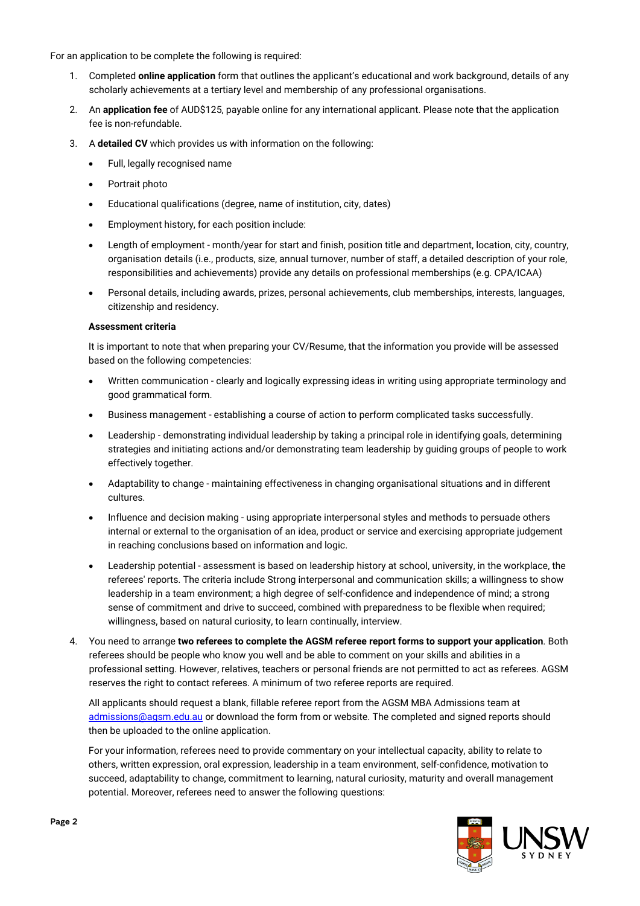For an application to be complete the following is required:

1. Completed **online application** form that outlines the applicant's educational and work background, details of any scholarly achievements at a tertiary level and membership of any professional organisations.
2. An **application fee** of AUD$125, payable online for any international applicant. Please note that the application fee is non-refundable.
3. A **detailed CV** which provides us with information on the following:
   - Full, legally recognised name
   - Portrait photo
   - Educational qualifications (degree, name of institution, city, dates)
   - Employment history, for each position include:
   - Length of employment - month/year for start and finish, position title and department, location, city, country, organisation details (i.e., products, size, annual turnover, number of staff, a detailed description of your role, responsibilities and achievements) provide any details on professional memberships (e.g. CPA/ICAA)
   - Personal details, including awards, prizes, personal achievements, club memberships, interests, languages, citizenship and residency.

   **Assessment criteria**

   It is important to note that when preparing your CV/Resume, that the information you provide will be assessed based on the following competencies:

   - Written communication - clearly and logically expressing ideas in writing using appropriate terminology and good grammatical form.
   - Business management - establishing a course of action to perform complicated tasks successfully.
   - Leadership - demonstrating individual leadership by taking a principal role in identifying goals, determining strategies and initiating actions and/or demonstrating team leadership by guiding groups of people to work effectively together.
   - Adaptability to change - maintaining effectiveness in changing organisational situations and in different cultures.
   - Influence and decision making - using appropriate interpersonal styles and methods to persuade others internal or external to the organisation of an idea, product or service and exercising appropriate judgement in reaching conclusions based on information and logic.
   - Leadership potential - assessment is based on leadership history at school, university, in the workplace, the referees' reports. The criteria include Strong interpersonal and communication skills; a willingness to show leadership in a team environment; a high degree of self-confidence and independence of mind; a strong sense of commitment and drive to succeed, combined with preparedness to be flexible when required; willingness, based on natural curiosity, to learn continually, interview.
4. You need to arrange **two referees to complete the AGSM referee report forms to support your application**. Both referees should be people who know you well and be able to comment on your skills and abilities in a professional setting. However, relatives, teachers or personal friends are not permitted to act as referees. AGSM reserves the right to contact referees. A minimum of two referee reports are required.

   All applicants should request a blank, fillable referee report from the AGSM MBA Admissions team at [admissions@agsm.edu.au](mailto:admissions@agsm.edu.au) or download the form from or website. The completed and signed reports should then be uploaded to the online application.

   For your information, referees need to provide commentary on your intellectual capacity, ability to relate to others, written expression, oral expression, leadership in a team environment, self-confidence, motivation to succeed, adaptability to change, commitment to learning, natural curiosity, maturity and overall management potential. Moreover, referees need to answer the following questions: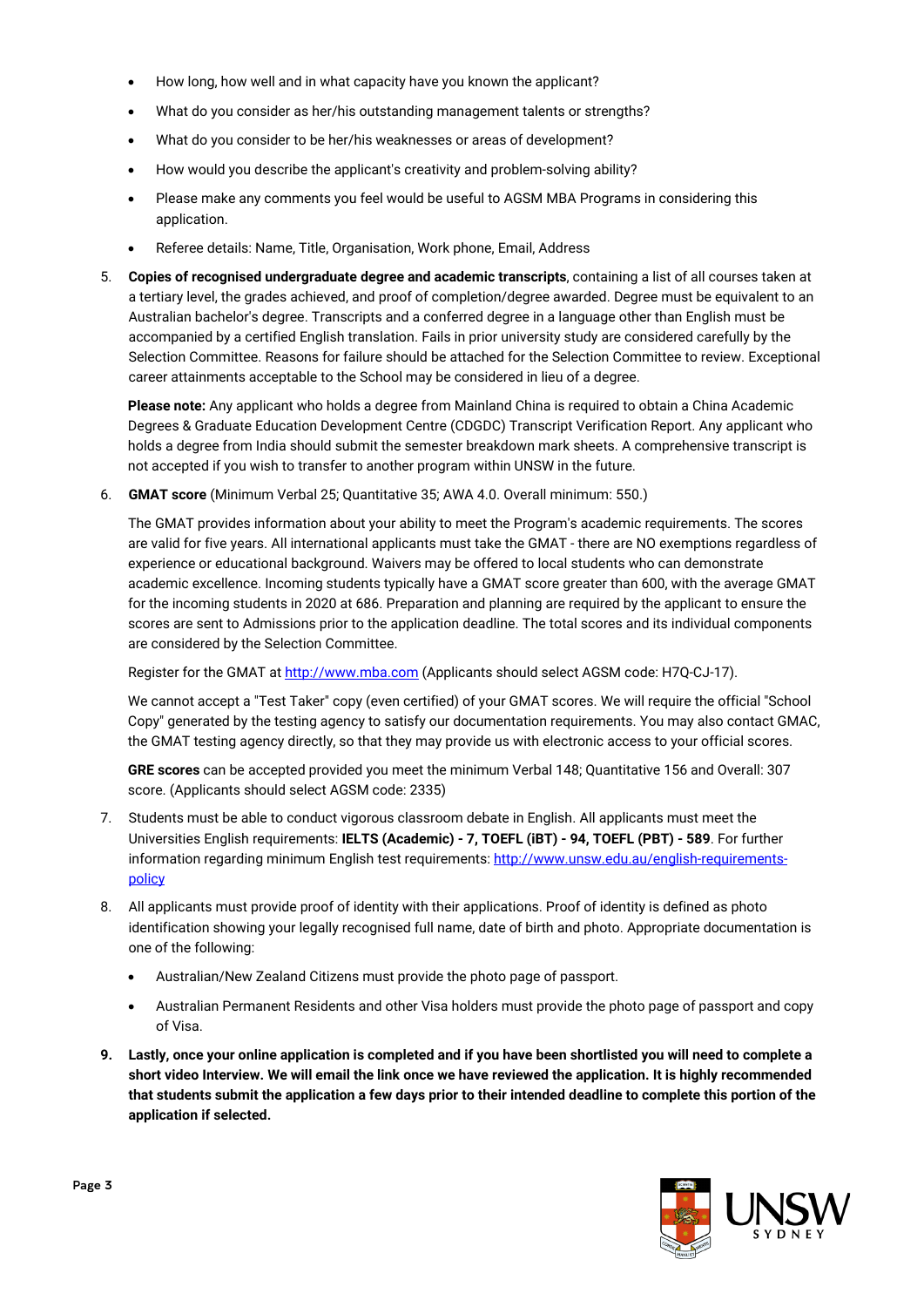- How long, how well and in what capacity have you known the applicant?
- What do you consider as her/his outstanding management talents or strengths?
- What do you consider to be her/his weaknesses or areas of development?
- How would you describe the applicant's creativity and problem-solving ability?
- Please make any comments you feel would be useful to AGSM MBA Programs in considering this application.
- Referee details: Name, Title, Organisation, Work phone, Email, Address

5. **Copies of recognised undergraduate degree and academic transcripts**, containing a list of all courses taken at a tertiary level, the grades achieved, and proof of completion/degree awarded. Degree must be equivalent to an Australian bachelor's degree. Transcripts and a conferred degree in a language other than English must be accompanied by a certified English translation. Fails in prior university study are considered carefully by the Selection Committee. Reasons for failure should be attached for the Selection Committee to review. Exceptional career attainments acceptable to the School may be considered in lieu of a degree.

   **Please note:** Any applicant who holds a degree from Mainland China is required to obtain a China Academic Degrees & Graduate Education Development Centre (CDGDC) Transcript Verification Report. Any applicant who holds a degree from India should submit the semester breakdown mark sheets. A comprehensive transcript is not accepted if you wish to transfer to another program within UNSW in the future.

6. **GMAT score** (Minimum Verbal 25; Quantitative 35; AWA 4.0. Overall minimum: 550.)

   The GMAT provides information about your ability to meet the Program's academic requirements. The scores are valid for five years. All international applicants must take the GMAT - there are NO exemptions regardless of experience or educational background. Waivers may be offered to local students who can demonstrate academic excellence. Incoming students typically have a GMAT score greater than 600, with the average GMAT for the incoming students in 2020 at 686. Preparation and planning are required by the applicant to ensure the scores are sent to Admissions prior to the application deadline. The total scores and its individual components are considered by the Selection Committee.

   Register for the GMAT at [http://www.mba.com](http://www.mba.com) (Applicants should select AGSM code: H7Q-CJ-17).

   We cannot accept a "Test Taker" copy (even certified) of your GMAT scores. We will require the official "School Copy" generated by the testing agency to satisfy our documentation requirements. You may also contact GMAC, the GMAT testing agency directly, so that they may provide us with electronic access to your official scores.

   **GRE scores** can be accepted provided you meet the minimum Verbal 148; Quantitative 156 and Overall: 307 score. (Applicants should select AGSM code: 2335)

7. Students must be able to conduct vigorous classroom debate in English. All applicants must meet the Universities English requirements: **IELTS (Academic) - 7, TOEFL (iBT) - 94, TOEFL (PBT) - 589**. For further information regarding minimum English test requirements: [http://www.unsw.edu.au/english-requirements-policy](http://www.unsw.edu.au/english-requirements-policy)

8. All applicants must provide proof of identity with their applications. Proof of identity is defined as photo identification showing your legally recognised full name, date of birth and photo. Appropriate documentation is one of the following:

   - Australian/New Zealand Citizens must provide the photo page of passport.
   - Australian Permanent Residents and other Visa holders must provide the photo page of passport and copy of Visa.

9. **Lastly, once your online application is completed and if you have been shortlisted you will need to complete a short video Interview. We will email the link once we have reviewed the application. It is highly recommended that students submit the application a few days prior to their intended deadline to complete this portion of the application if selected.**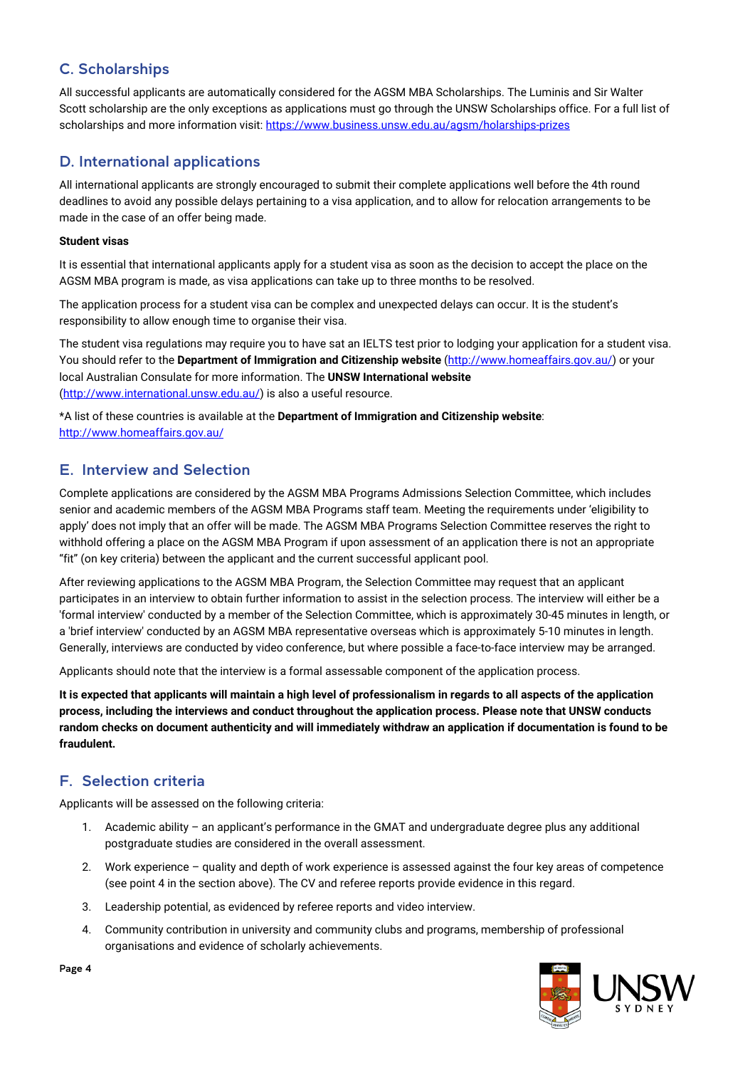## C. Scholarships

All successful applicants are automatically considered for the AGSM MBA Scholarships. The Luminis and Sir Walter Scott scholarship are the only exceptions as applications must go through the UNSW Scholarships office. For a full list of scholarships and more information visit: [https://www.business.unsw.edu.au/agsm/holarships-prizes](https://www.business.unsw.edu.au/agsm/holarships-prizes)

## D. International applications

All international applicants are strongly encouraged to submit their complete applications well before the 4th round deadlines to avoid any possible delays pertaining to a visa application, and to allow for relocation arrangements to be made in the case of an offer being made.

**Student visas**

It is essential that international applicants apply for a student visa as soon as the decision to accept the place on the AGSM MBA program is made, as visa applications can take up to three months to be resolved.

The application process for a student visa can be complex and unexpected delays can occur. It is the student's responsibility to allow enough time to organise their visa.

The student visa regulations may require you to have sat an IELTS test prior to lodging your application for a student visa. You should refer to the **Department of Immigration and Citizenship website** ([http://www.homeaffairs.gov.au/](http://www.homeaffairs.gov.au/)) or your local Australian Consulate for more information. The **UNSW International website** ([http://www.international.unsw.edu.au/](http://www.international.unsw.edu.au/)) is also a useful resource.

*A list of these countries is available at the **Department of Immigration and Citizenship website**: [http://www.homeaffairs.gov.au/](http://www.homeaffairs.gov.au/)

## E. Interview and Selection

Complete applications are considered by the AGSM MBA Programs Admissions Selection Committee, which includes senior and academic members of the AGSM MBA Programs staff team. Meeting the requirements under 'eligibility to apply' does not imply that an offer will be made. The AGSM MBA Programs Selection Committee reserves the right to withhold offering a place on the AGSM MBA Program if upon assessment of an application there is not an appropriate "fit" (on key criteria) between the applicant and the current successful applicant pool.

After reviewing applications to the AGSM MBA Program, the Selection Committee may request that an applicant participates in an interview to obtain further information to assist in the selection process. The interview will either be a 'formal interview' conducted by a member of the Selection Committee, which is approximately 30-45 minutes in length, or a 'brief interview' conducted by an AGSM MBA representative overseas which is approximately 5-10 minutes in length. Generally, interviews are conducted by video conference, but where possible a face-to-face interview may be arranged.

Applicants should note that the interview is a formal assessable component of the application process.

**It is expected that applicants will maintain a high level of professionalism in regards to all aspects of the application process, including the interviews and conduct throughout the application process. Please note that UNSW conducts random checks on document authenticity and will immediately withdraw an application if documentation is found to be fraudulent.**

## F. Selection criteria

Applicants will be assessed on the following criteria:

1. Academic ability – an applicant's performance in the GMAT and undergraduate degree plus any additional postgraduate studies are considered in the overall assessment.
2. Work experience – quality and depth of work experience is assessed against the four key areas of competence (see point 4 in the section above). The CV and referee reports provide evidence in this regard.
3. Leadership potential, as evidenced by referee reports and video interview.
4. Community contribution in university and community clubs and programs, membership of professional organisations and evidence of scholarly achievements.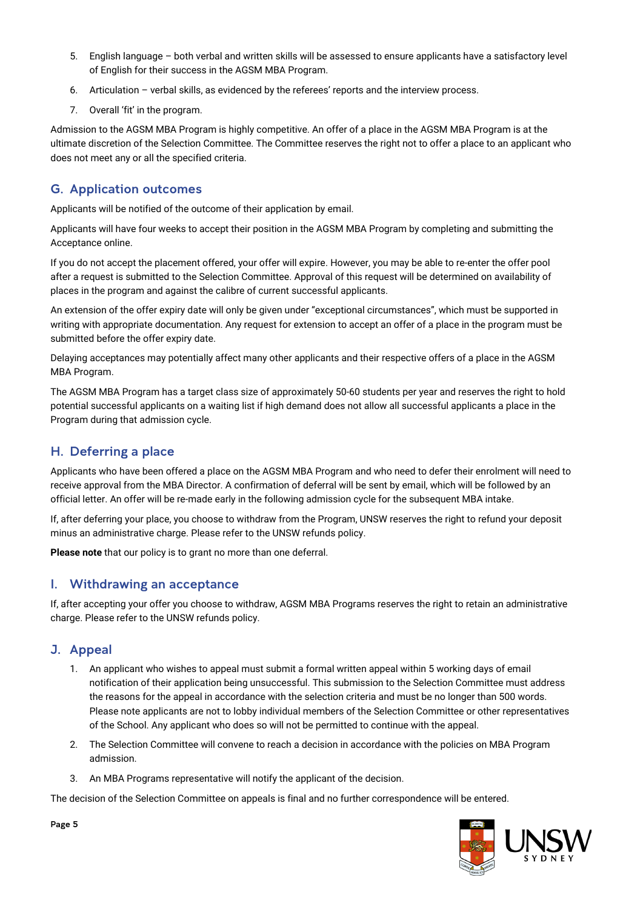5. English language – both verbal and written skills will be assessed to ensure applicants have a satisfactory level of English for their success in the AGSM MBA Program.
6. Articulation – verbal skills, as evidenced by the referees' reports and the interview process.
7. Overall 'fit' in the program.

Admission to the AGSM MBA Program is highly competitive. An offer of a place in the AGSM MBA Program is at the ultimate discretion of the Selection Committee. The Committee reserves the right not to offer a place to an applicant who does not meet any or all the specified criteria.

## G. Application outcomes

Applicants will be notified of the outcome of their application by email.

Applicants will have four weeks to accept their position in the AGSM MBA Program by completing and submitting the Acceptance online.

If you do not accept the placement offered, your offer will expire. However, you may be able to re-enter the offer pool after a request is submitted to the Selection Committee. Approval of this request will be determined on availability of places in the program and against the calibre of current successful applicants.

An extension of the offer expiry date will only be given under "exceptional circumstances", which must be supported in writing with appropriate documentation. Any request for extension to accept an offer of a place in the program must be submitted before the offer expiry date.

Delaying acceptances may potentially affect many other applicants and their respective offers of a place in the AGSM MBA Program.

The AGSM MBA Program has a target class size of approximately 50-60 students per year and reserves the right to hold potential successful applicants on a waiting list if high demand does not allow all successful applicants a place in the Program during that admission cycle.

## H. Deferring a place

Applicants who have been offered a place on the AGSM MBA Program and who need to defer their enrolment will need to receive approval from the MBA Director. A confirmation of deferral will be sent by email, which will be followed by an official letter. An offer will be re-made early in the following admission cycle for the subsequent MBA intake.

If, after deferring your place, you choose to withdraw from the Program, UNSW reserves the right to refund your deposit minus an administrative charge. Please refer to the UNSW refunds policy.

**Please note** that our policy is to grant no more than one deferral.

## I. Withdrawing an acceptance

If, after accepting your offer you choose to withdraw, AGSM MBA Programs reserves the right to retain an administrative charge. Please refer to the UNSW refunds policy.

## J. Appeal

1. An applicant who wishes to appeal must submit a formal written appeal within 5 working days of email notification of their application being unsuccessful. This submission to the Selection Committee must address the reasons for the appeal in accordance with the selection criteria and must be no longer than 500 words. Please note applicants are not to lobby individual members of the Selection Committee or other representatives of the School. Any applicant who does so will not be permitted to continue with the appeal.
2. The Selection Committee will convene to reach a decision in accordance with the policies on MBA Program admission.
3. An MBA Programs representative will notify the applicant of the decision.

The decision of the Selection Committee on appeals is final and no further correspondence will be entered.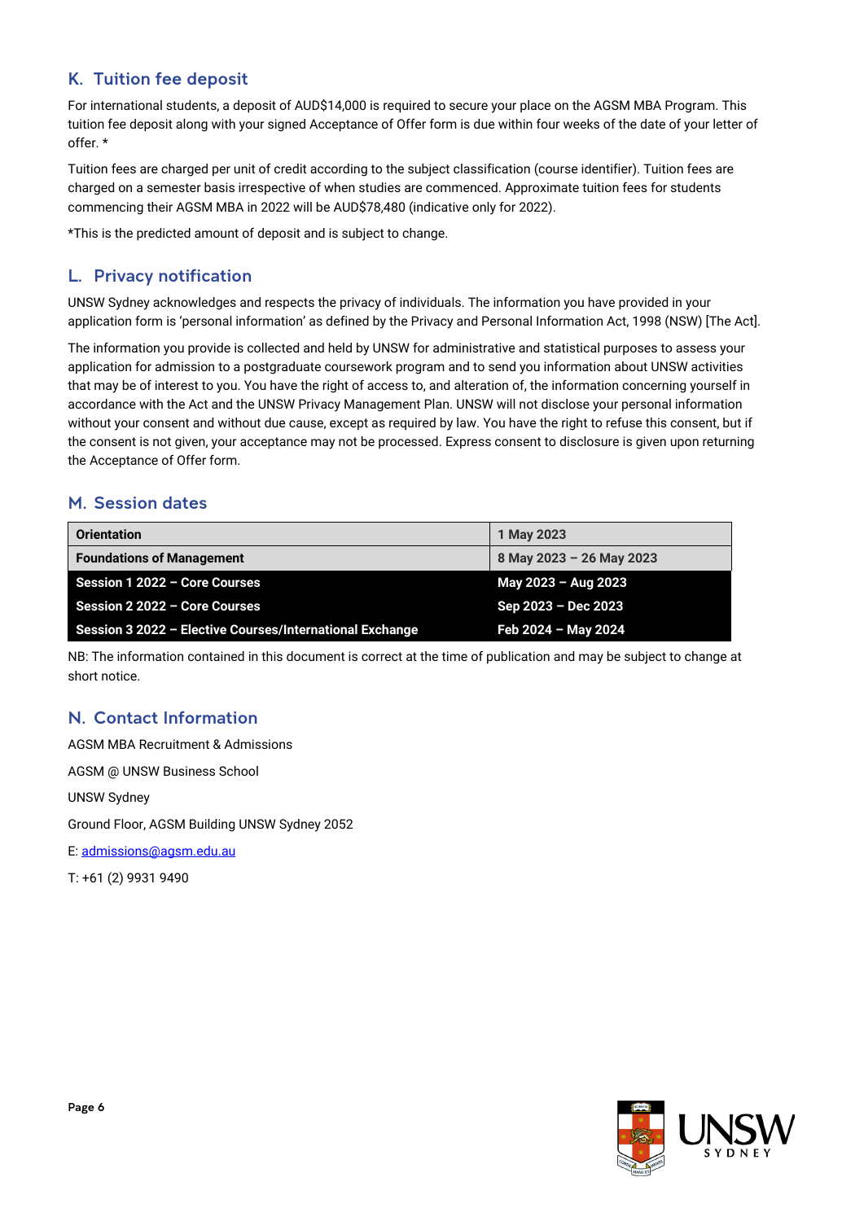## K. Tuition fee deposit

For international students, a deposit of AUD$14,000 is required to secure your place on the AGSM MBA Program. This tuition fee deposit along with your signed Acceptance of Offer form is due within four weeks of the date of your letter of offer. *

Tuition fees are charged per unit of credit according to the subject classification (course identifier). Tuition fees are charged on a semester basis irrespective of when studies are commenced. Approximate tuition fees for students commencing their AGSM MBA in 2022 will be AUD$78,480 (indicative only for 2022).

*This is the predicted amount of deposit and is subject to change.

## L. Privacy notification

UNSW Sydney acknowledges and respects the privacy of individuals. The information you have provided in your application form is 'personal information' as defined by the Privacy and Personal Information Act, 1998 (NSW) [The Act].

The information you provide is collected and held by UNSW for administrative and statistical purposes to assess your application for admission to a postgraduate coursework program and to send you information about UNSW activities that may be of interest to you. You have the right of access to, and alteration of, the information concerning yourself in accordance with the Act and the UNSW Privacy Management Plan. UNSW will not disclose your personal information without your consent and without due cause, except as required by law. You have the right to refuse this consent, but if the consent is not given, your acceptance may not be processed. Express consent to disclosure is given upon returning the Acceptance of Offer form.

## M. Session dates

| | |
|---|---|
| **Orientation** | **1 May 2023** |
| **Foundations of Management** | **8 May 2023 – 26 May 2023** |
| **Session 1 2022 – Core Courses** | **May 2023 – Aug 2023** |
| **Session 2 2022 – Core Courses** | **Sep 2023 – Dec 2023** |
| **Session 3 2022 – Elective Courses/International Exchange** | **Feb 2024 – May 2024** |

NB: The information contained in this document is correct at the time of publication and may be subject to change at short notice.

## N. Contact Information

AGSM MBA Recruitment & Admissions

AGSM @ UNSW Business School

UNSW Sydney

Ground Floor, AGSM Building UNSW Sydney 2052

E: admissions@agsm.edu.au

T: +61 (2) 9931 9490